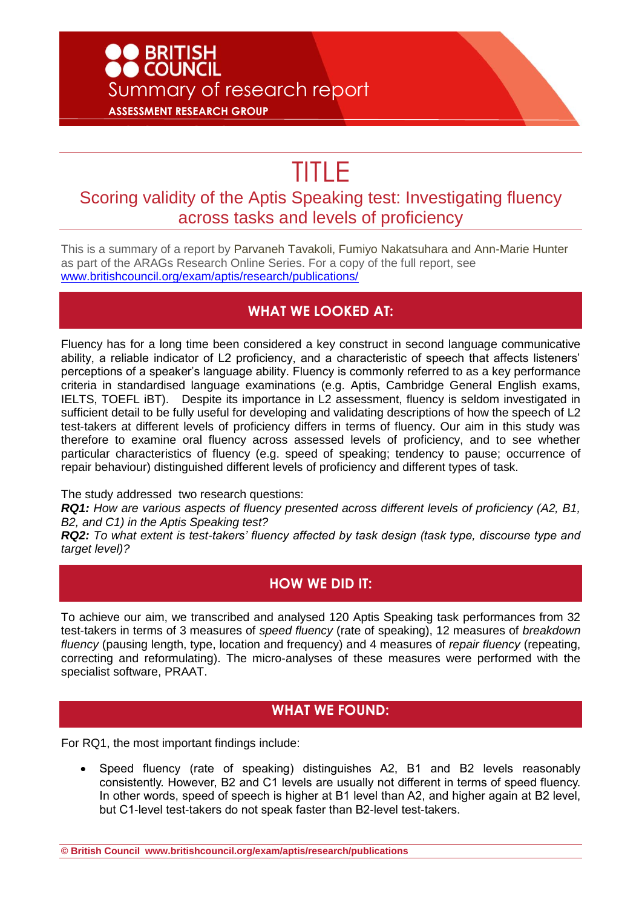BRITISH COUNCIL

Summary of research report

ASSESSMENT RESEARCH GROUP

# TITLE

## Scoring validity of the Aptis Speaking test: Investigating fluency across tasks and levels of proficiency

This is a summary of a report by Parvaneh Tavakoli, Fumiyo Nakatsuhara and Ann-Marie Hunter as part of the ARAGs Research Online Series. For a copy of the full report, see www.britishcouncil.org/exam/aptis/research/publications/

## WHAT WE LOOKED AT:

Fluency has for a long time been considered a key construct in second language communicative ability, a reliable indicator of L2 proficiency, and a characteristic of speech that affects listeners' perceptions of a speaker's language ability. Fluency is commonly referred to as a key performance criteria in standardised language examinations (e.g. Aptis, Cambridge General English exams, IELTS, TOEFL iBT). Despite its importance in L2 assessment, fluency is seldom investigated in sufficient detail to be fully useful for developing and validating descriptions of how the speech of L2 test-takers at different levels of proficiency differs in terms of fluency. Our aim in this study was therefore to examine oral fluency across assessed levels of proficiency, and to see whether particular characteristics of fluency (e.g. speed of speaking; tendency to pause; occurrence of repair behaviour) distinguished different levels of proficiency and different types of task.

The study addressed two research questions:

***RQ1:*** *How are various aspects of fluency presented across different levels of proficiency (A2, B1, B2, and C1) in the Aptis Speaking test?*

***RQ2:*** *To what extent is test-takers' fluency affected by task design (task type, discourse type and target level)?*

## HOW WE DID IT:

To achieve our aim, we transcribed and analysed 120 Aptis Speaking task performances from 32 test-takers in terms of 3 measures of *speed fluency* (rate of speaking), 12 measures of *breakdown fluency* (pausing length, type, location and frequency) and 4 measures of *repair fluency* (repeating, correcting and reformulating). The micro-analyses of these measures were performed with the specialist software, PRAAT.

## WHAT WE FOUND:

For RQ1, the most important findings include:

- Speed fluency (rate of speaking) distinguishes A2, B1 and B2 levels reasonably consistently. However, B2 and C1 levels are usually not different in terms of speed fluency. In other words, speed of speech is higher at B1 level than A2, and higher again at B2 level, but C1-level test-takers do not speak faster than B2-level test-takers.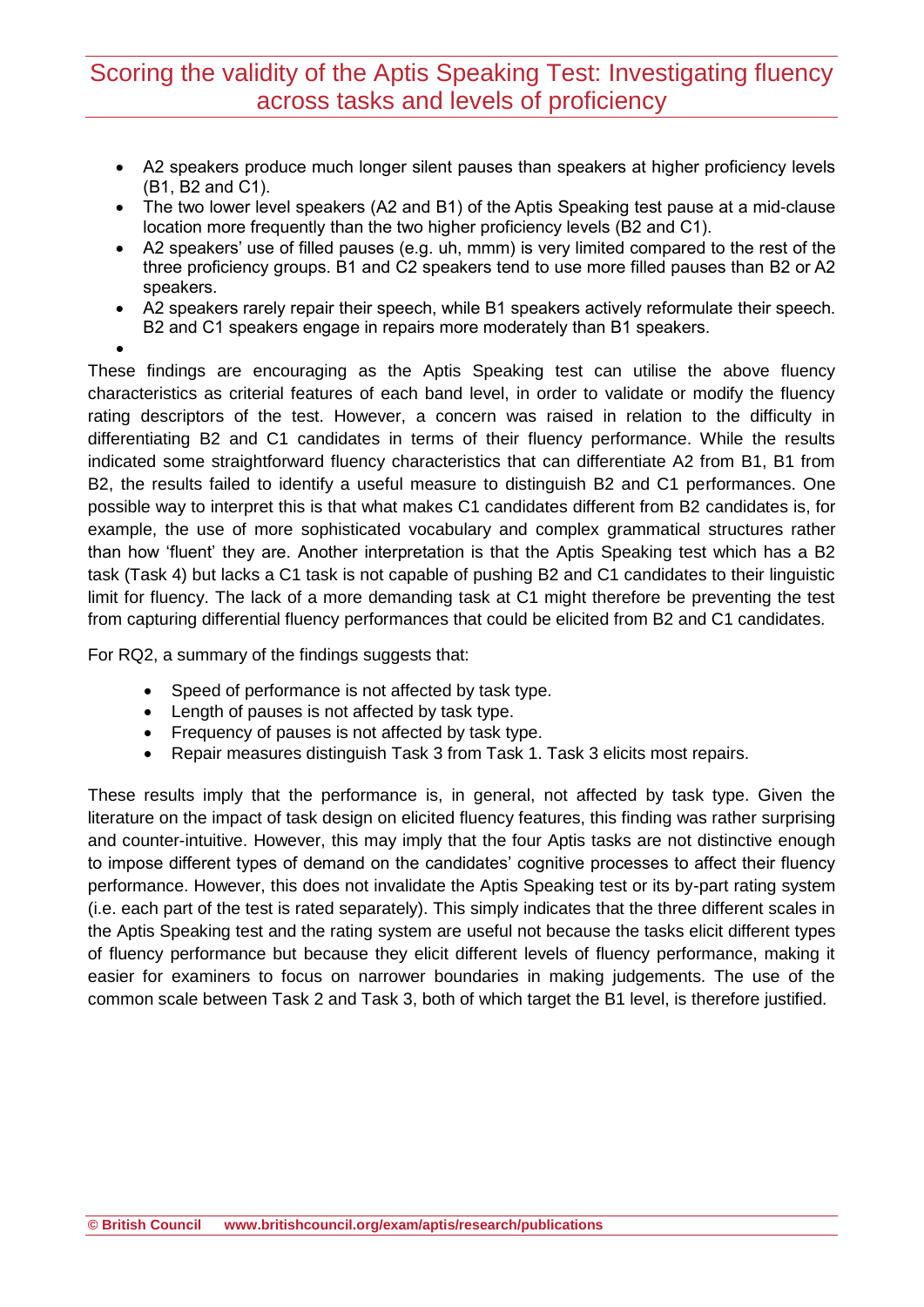- A2 speakers produce much longer silent pauses than speakers at higher proficiency levels (B1, B2 and C1).
- The two lower level speakers (A2 and B1) of the Aptis Speaking test pause at a mid-clause location more frequently than the two higher proficiency levels (B2 and C1).
- A2 speakers' use of filled pauses (e.g. uh, mmm) is very limited compared to the rest of the three proficiency groups. B1 and C2 speakers tend to use more filled pauses than B2 or A2 speakers.
- A2 speakers rarely repair their speech, while B1 speakers actively reformulate their speech. B2 and C1 speakers engage in repairs more moderately than B1 speakers.

These findings are encouraging as the Aptis Speaking test can utilise the above fluency characteristics as criterial features of each band level, in order to validate or modify the fluency rating descriptors of the test. However, a concern was raised in relation to the difficulty in differentiating B2 and C1 candidates in terms of their fluency performance. While the results indicated some straightforward fluency characteristics that can differentiate A2 from B1, B1 from B2, the results failed to identify a useful measure to distinguish B2 and C1 performances. One possible way to interpret this is that what makes C1 candidates different from B2 candidates is, for example, the use of more sophisticated vocabulary and complex grammatical structures rather than how 'fluent' they are. Another interpretation is that the Aptis Speaking test which has a B2 task (Task 4) but lacks a C1 task is not capable of pushing B2 and C1 candidates to their linguistic limit for fluency. The lack of a more demanding task at C1 might therefore be preventing the test from capturing differential fluency performances that could be elicited from B2 and C1 candidates.

For RQ2, a summary of the findings suggests that:

- Speed of performance is not affected by task type.
- Length of pauses is not affected by task type.
- Frequency of pauses is not affected by task type.
- Repair measures distinguish Task 3 from Task 1. Task 3 elicits most repairs.

These results imply that the performance is, in general, not affected by task type. Given the literature on the impact of task design on elicited fluency features, this finding was rather surprising and counter-intuitive. However, this may imply that the four Aptis tasks are not distinctive enough to impose different types of demand on the candidates' cognitive processes to affect their fluency performance. However, this does not invalidate the Aptis Speaking test or its by-part rating system (i.e. each part of the test is rated separately). This simply indicates that the three different scales in the Aptis Speaking test and the rating system are useful not because the tasks elicit different types of fluency performance but because they elicit different levels of fluency performance, making it easier for examiners to focus on narrower boundaries in making judgements. The use of the common scale between Task 2 and Task 3, both of which target the B1 level, is therefore justified.